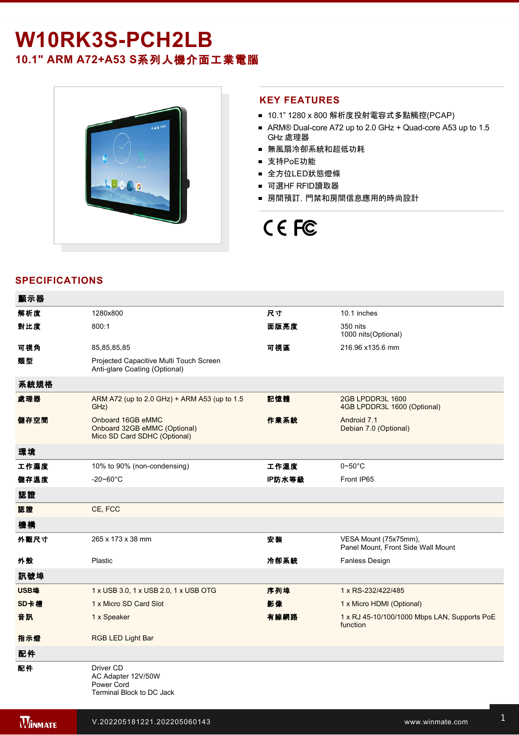# W10RK3S-PCH2LB

## 10.1" ARM A72+A53 S系列人機介面工業電腦

## KEY FEATURES

- 10.1” 1280 x 800 解析度投射電容式多點觸控(PCAP)
- ARM® Dual-core A72 up to 2.0 GHz + Quad-core A53 up to 1.5 GHz 處理器
- 無風扇冷卻系統和超低功耗
- 支持PoE功能
- 全方位LED狀態燈條
- 可選HF RFID讀取器
- 房間預訂，門禁和房間信息應用的時尚設計

## SPECIFICATIONS

| 顯示器 | | | |
|---|---|---|---|
| 解析度 | 1280x800 | 尺寸 | 10.1 inches |
| 對比度 | 800:1 | 面版亮度 | 350 nits<br>1000 nits(Optional) |
| 可視角 | 85,85,85,85 | 可視區 | 216.96 x135.6 mm |
| 類型 | Projected Capacitive Multi Touch Screen<br>Anti-glare Coating (Optional) | | |
| **系統規格** | | | |
| 處理器 | ARM A72 (up to 2.0 GHz) + ARM A53 (up to 1.5 GHz) | 記憶體 | 2GB LPDDR3L 1600<br>4GB LPDDR3L 1600 (Optional) |
| 儲存空間 | Onboard 16GB eMMC<br>Onboard 32GB eMMC (Optional)<br>Mico SD Card SDHC (Optional) | 作業系統 | Android 7.1<br>Debian 7.0 (Optional) |
| **環境** | | | |
| 工作濕度 | 10% to 90% (non-condensing) | 工作溫度 | 0~50°C |
| 儲存溫度 | -20~60°C | IP防水等級 | Front IP65 |
| **認證** | | | |
| 認證 | CE, FCC | | |
| **機構** | | | |
| 外觀尺寸 | 265 x 173 x 38 mm | 安裝 | VESA Mount (75x75mm),<br>Panel Mount, Front Side Wall Mount |
| 外殼 | Plastic | 冷卻系統 | Fanless Design |
| **訊號埠** | | | |
| USB埠 | 1 x USB 3.0, 1 x USB 2.0, 1 x USB OTG | 序列埠 | 1 x RS-232/422/485 |
| SD卡槽 | 1 x Micro SD Card Slot | 影像 | 1 x Micro HDMI (Optional) |
| 音訊 | 1 x Speaker | 有線網路 | 1 x RJ 45-10/100/1000 Mbps LAN, Supports PoE function |
| 指示燈 | RGB LED Light Bar | | |
| **配件** | | | |
| 配件 | Driver CD<br>AC Adapter 12V/50W<br>Power Cord<br>Terminal Block to DC Jack | | |

V.202205181221.202205060143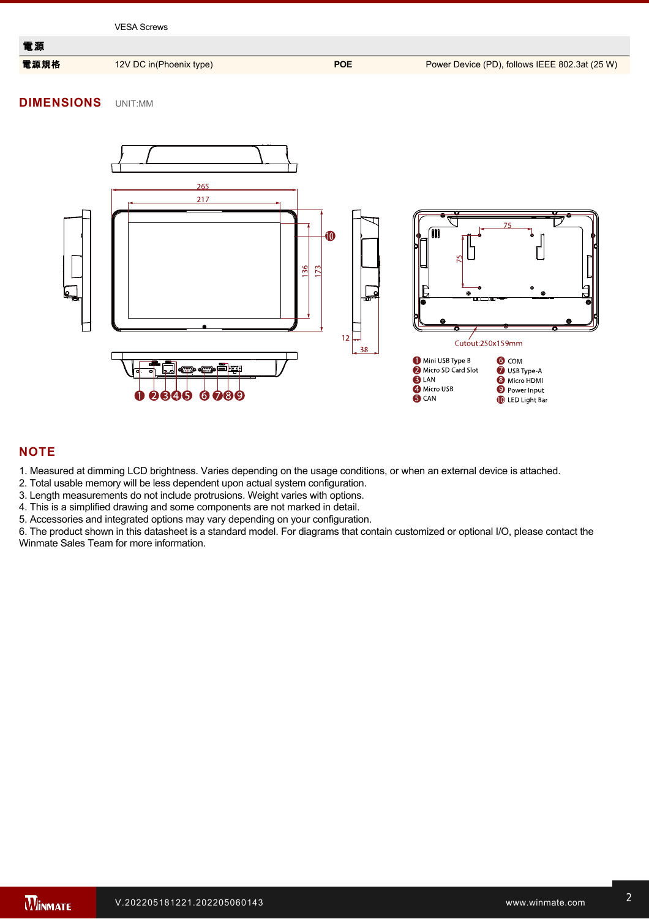| | | | |
|---|---|---|---|
| | VESA Screws | | |
| **電源** | | | |
| **電源規格** | 12V DC in(Phoenix type) | **POE** | Power Device (PD), follows IEEE 802.3at (25 W) |

## DIMENSIONS UNIT:MM

265
217
136
173
12
38
75
75
Cutout:250x159mm

1. Mini USB Type B
2. Micro SD Card Slot
3. LAN
4. Micro USB
5. CAN
6. COM
7. USB Type-A
8. Micro HDMI
9. Power Input
10. LED Light Bar

## NOTE

1. Measured at dimming LCD brightness. Varies depending on the usage conditions, or when an external device is attached.
2. Total usable memory will be less dependent upon actual system configuration.
3. Length measurements do not include protrusions. Weight varies with options.
4. This is a simplified drawing and some components are not marked in detail.
5. Accessories and integrated options may vary depending on your configuration.
6. The product shown in this datasheet is a standard model. For diagrams that contain customized or optional I/O, please contact the Winmate Sales Team for more information.